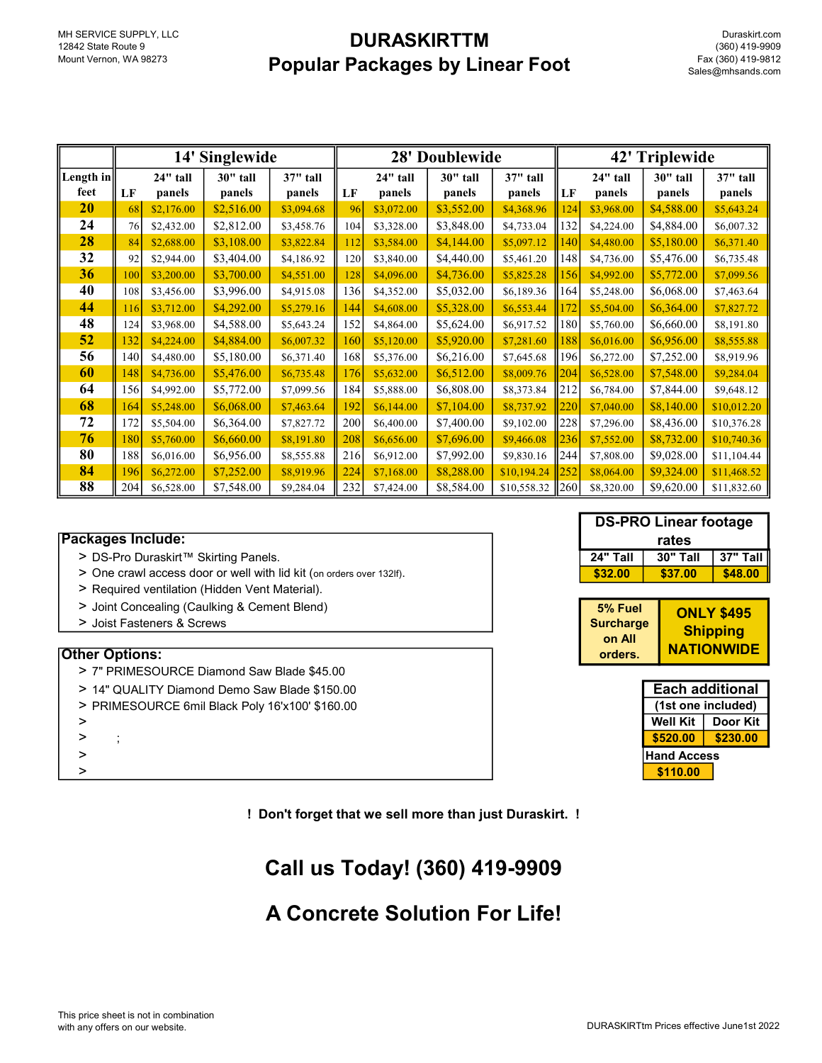MH SERVICE SUPPLY, LLC
12842 State Route 9
Mount Vernon, WA 98273

# DURASKIRTTM
# Popular Packages by Linear Foot

Duraskirt.com
(360) 419-9909
Fax (360) 419-9812
Sales@mhsands.com

| | 14' Singlewide | | | | 28' Doublewide | | | | 42' Triplewide | | | |
|---|---|---|---|---|---|---|---|---|---|---|---|---|
| Length in feet | LF | 24" tall panels | 30" tall panels | 37" tall panels | LF | 24" tall panels | 30" tall panels | 37" tall panels | LF | 24" tall panels | 30" tall panels | 37" tall panels |
| 20 | 68 | $2,176.00 | $2,516.00 | $3,094.68 | 96 | $3,072.00 | $3,552.00 | $4,368.96 | 124 | $3,968.00 | $4,588.00 | $5,643.24 |
| 24 | 76 | $2,432.00 | $2,812.00 | $3,458.76 | 104 | $3,328.00 | $3,848.00 | $4,733.04 | 132 | $4,224.00 | $4,884.00 | $6,007.32 |
| 28 | 84 | $2,688.00 | $3,108.00 | $3,822.84 | 112 | $3,584.00 | $4,144.00 | $5,097.12 | 140 | $4,480.00 | $5,180.00 | $6,371.40 |
| 32 | 92 | $2,944.00 | $3,404.00 | $4,186.92 | 120 | $3,840.00 | $4,440.00 | $5,461.20 | 148 | $4,736.00 | $5,476.00 | $6,735.48 |
| 36 | 100 | $3,200.00 | $3,700.00 | $4,551.00 | 128 | $4,096.00 | $4,736.00 | $5,825.28 | 156 | $4,992.00 | $5,772.00 | $7,099.56 |
| 40 | 108 | $3,456.00 | $3,996.00 | $4,915.08 | 136 | $4,352.00 | $5,032.00 | $6,189.36 | 164 | $5,248.00 | $6,068.00 | $7,463.64 |
| 44 | 116 | $3,712.00 | $4,292.00 | $5,279.16 | 144 | $4,608.00 | $5,328.00 | $6,553.44 | 172 | $5,504.00 | $6,364.00 | $7,827.72 |
| 48 | 124 | $3,968.00 | $4,588.00 | $5,643.24 | 152 | $4,864.00 | $5,624.00 | $6,917.52 | 180 | $5,760.00 | $6,660.00 | $8,191.80 |
| 52 | 132 | $4,224.00 | $4,884.00 | $6,007.32 | 160 | $5,120.00 | $5,920.00 | $7,281.60 | 188 | $6,016.00 | $6,956.00 | $8,555.88 |
| 56 | 140 | $4,480.00 | $5,180.00 | $6,371.40 | 168 | $5,376.00 | $6,216.00 | $7,645.68 | 196 | $6,272.00 | $7,252.00 | $8,919.96 |
| 60 | 148 | $4,736.00 | $5,476.00 | $6,735.48 | 176 | $5,632.00 | $6,512.00 | $8,009.76 | 204 | $6,528.00 | $7,548.00 | $9,284.04 |
| 64 | 156 | $4,992.00 | $5,772.00 | $7,099.56 | 184 | $5,888.00 | $6,808.00 | $8,373.84 | 212 | $6,784.00 | $7,844.00 | $9,648.12 |
| 68 | 164 | $5,248.00 | $6,068.00 | $7,463.64 | 192 | $6,144.00 | $7,104.00 | $8,737.92 | 220 | $7,040.00 | $8,140.00 | $10,012.20 |
| 72 | 172 | $5,504.00 | $6,364.00 | $7,827.72 | 200 | $6,400.00 | $7,400.00 | $9,102.00 | 228 | $7,296.00 | $8,436.00 | $10,376.28 |
| 76 | 180 | $5,760.00 | $6,660.00 | $8,191.80 | 208 | $6,656.00 | $7,696.00 | $9,466.08 | 236 | $7,552.00 | $8,732.00 | $10,740.36 |
| 80 | 188 | $6,016.00 | $6,956.00 | $8,555.88 | 216 | $6,912.00 | $7,992.00 | $9,830.16 | 244 | $7,808.00 | $9,028.00 | $11,104.44 |
| 84 | 196 | $6,272.00 | $7,252.00 | $8,919.96 | 224 | $7,168.00 | $8,288.00 | $10,194.24 | 252 | $8,064.00 | $9,324.00 | $11,468.52 |
| 88 | 204 | $6,528.00 | $7,548.00 | $9,284.04 | 232 | $7,424.00 | $8,584.00 | $10,558.32 | 260 | $8,320.00 | $9,620.00 | $11,832.60 |

**Packages Include:**

- > DS-Pro Duraskirt™ Skirting Panels.
- > One crawl access door or well with lid kit (on orders over 132lf).
- > Required ventilation (Hidden Vent Material).
- > Joint Concealing (Caulking & Cement Blend)
- > Joist Fasteners & Screws

**Other Options:**

- > 7" PRIMESOURCE Diamond Saw Blade $45.00
- > 14" QUALITY Diamond Demo Saw Blade $150.00
- > PRIMESOURCE 6mil Black Poly 16'x100' $160.00
- >
- > ;
- >
- >

| DS-PRO Linear footage rates | | |
|---|---|---|
| 24" Tall | 30" Tall | 37" Tall |
| $32.00 | $37.00 | $48.00 |

**5% Fuel Surcharge on All orders.**

**ONLY $495 Shipping NATIONWIDE**

| Each additional (1st one included) | |
|---|---|
| Well Kit | Door Kit |
| $520.00 | $230.00 |
| Hand Access | |
| $110.00 | |

**! Don't forget that we sell more than just Duraskirt. !**

## Call us Today! (360) 419-9909

## A Concrete Solution For Life!

This price sheet is not in combination with any offers on our website.

DURASKIRTtm Prices effective June1st 2022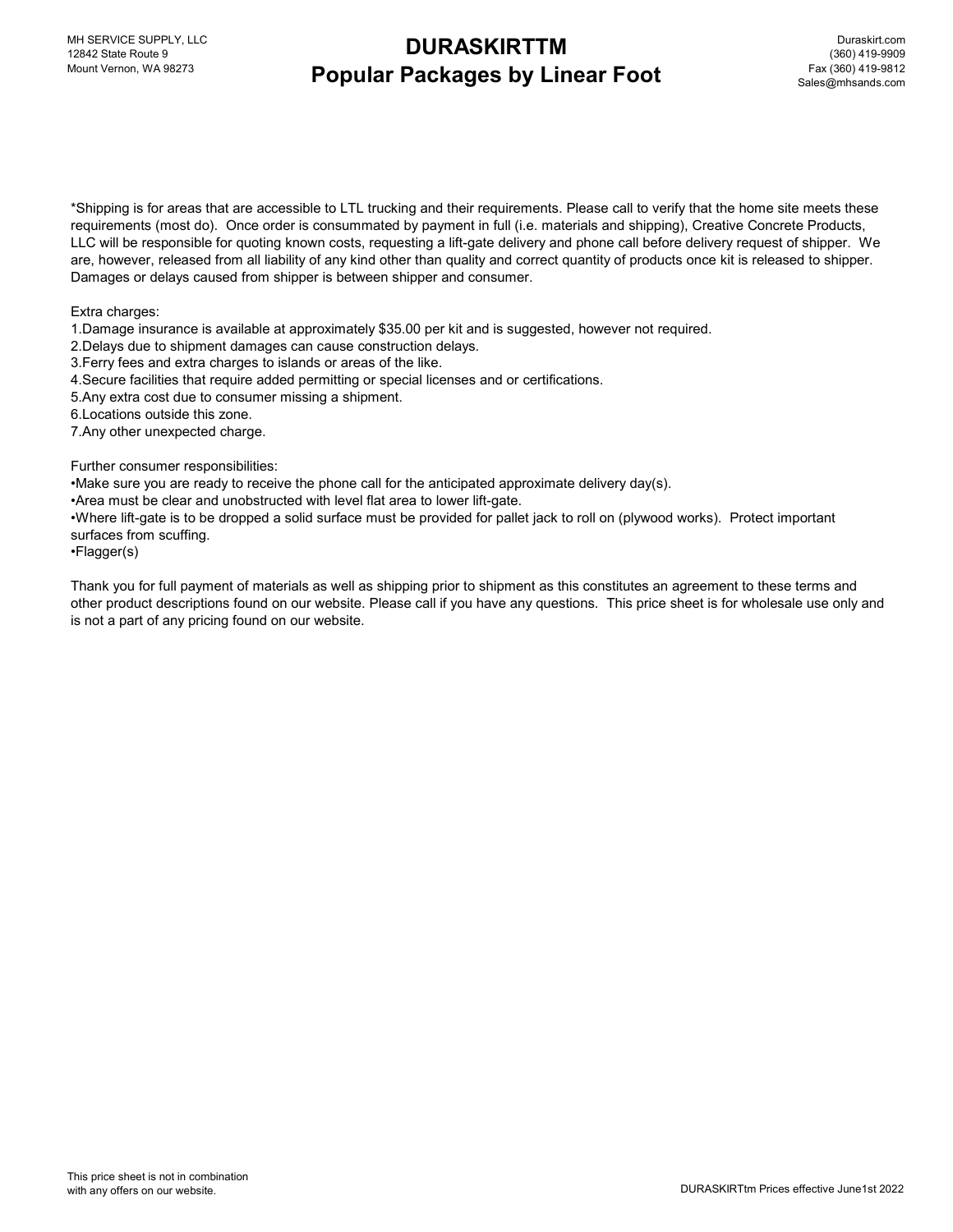*Shipping is for areas that are accessible to LTL trucking and their requirements. Please call to verify that the home site meets these requirements (most do). Once order is consummated by payment in full (i.e. materials and shipping), Creative Concrete Products, LLC will be responsible for quoting known costs, requesting a lift-gate delivery and phone call before delivery request of shipper. We are, however, released from all liability of any kind other than quality and correct quantity of products once kit is released to shipper. Damages or delays caused from shipper is between shipper and consumer.

Extra charges:

1. Damage insurance is available at approximately $35.00 per kit and is suggested, however not required.
2. Delays due to shipment damages can cause construction delays.
3. Ferry fees and extra charges to islands or areas of the like.
4. Secure facilities that require added permitting or special licenses and or certifications.
5. Any extra cost due to consumer missing a shipment.
6. Locations outside this zone.
7. Any other unexpected charge.

Further consumer responsibilities:

- Make sure you are ready to receive the phone call for the anticipated approximate delivery day(s).
- Area must be clear and unobstructed with level flat area to lower lift-gate.
- Where lift-gate is to be dropped a solid surface must be provided for pallet jack to roll on (plywood works). Protect important surfaces from scuffing.
- Flagger(s)

Thank you for full payment of materials as well as shipping prior to shipment as this constitutes an agreement to these terms and other product descriptions found on our website. Please call if you have any questions. This price sheet is for wholesale use only and is not a part of any pricing found on our website.